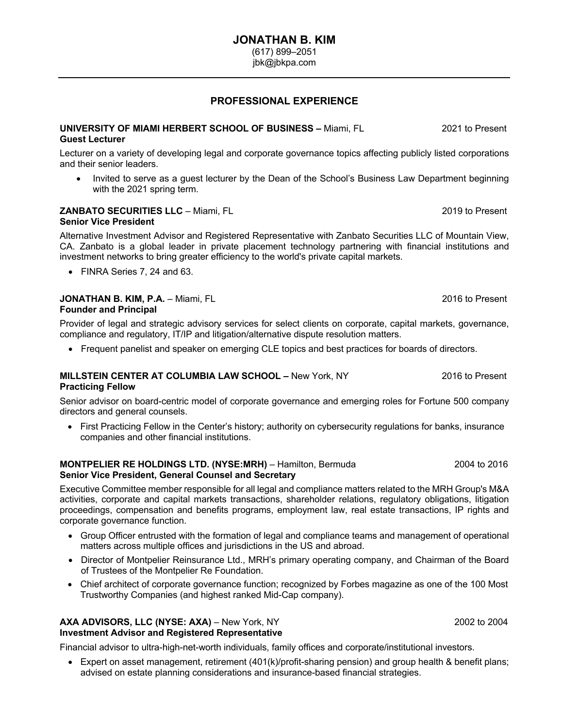# JONATHAN B. KIM

(617) 899–2051
jbk@jbkpa.com

## PROFESSIONAL EXPERIENCE

**UNIVERSITY OF MIAMI HERBERT SCHOOL OF BUSINESS –** Miami, FL — 2021 to Present
**Guest Lecturer**

Lecturer on a variety of developing legal and corporate governance topics affecting publicly listed corporations and their senior leaders.

- Invited to serve as a guest lecturer by the Dean of the School's Business Law Department beginning with the 2021 spring term.

**ZANBATO SECURITIES LLC** – Miami, FL — 2019 to Present
**Senior Vice President**

Alternative Investment Advisor and Registered Representative with Zanbato Securities LLC of Mountain View, CA. Zanbato is a global leader in private placement technology partnering with financial institutions and investment networks to bring greater efficiency to the world's private capital markets.

- FINRA Series 7, 24 and 63.

**JONATHAN B. KIM, P.A.** – Miami, FL — 2016 to Present
**Founder and Principal**

Provider of legal and strategic advisory services for select clients on corporate, capital markets, governance, compliance and regulatory, IT/IP and litigation/alternative dispute resolution matters.

- Frequent panelist and speaker on emerging CLE topics and best practices for boards of directors.

**MILLSTEIN CENTER AT COLUMBIA LAW SCHOOL –** New York, NY — 2016 to Present
**Practicing Fellow**

Senior advisor on board-centric model of corporate governance and emerging roles for Fortune 500 company directors and general counsels.

- First Practicing Fellow in the Center's history; authority on cybersecurity regulations for banks, insurance companies and other financial institutions.

**MONTPELIER RE HOLDINGS LTD. (NYSE:MRH)** – Hamilton, Bermuda — 2004 to 2016
**Senior Vice President, General Counsel and Secretary**

Executive Committee member responsible for all legal and compliance matters related to the MRH Group's M&A activities, corporate and capital markets transactions, shareholder relations, regulatory obligations, litigation proceedings, compensation and benefits programs, employment law, real estate transactions, IP rights and corporate governance function.

- Group Officer entrusted with the formation of legal and compliance teams and management of operational matters across multiple offices and jurisdictions in the US and abroad.
- Director of Montpelier Reinsurance Ltd., MRH's primary operating company, and Chairman of the Board of Trustees of the Montpelier Re Foundation.
- Chief architect of corporate governance function; recognized by Forbes magazine as one of the 100 Most Trustworthy Companies (and highest ranked Mid-Cap company).

**AXA ADVISORS, LLC (NYSE: AXA)** – New York, NY — 2002 to 2004
**Investment Advisor and Registered Representative**

Financial advisor to ultra-high-net-worth individuals, family offices and corporate/institutional investors.

- Expert on asset management, retirement (401(k)/profit-sharing pension) and group health & benefit plans; advised on estate planning considerations and insurance-based financial strategies.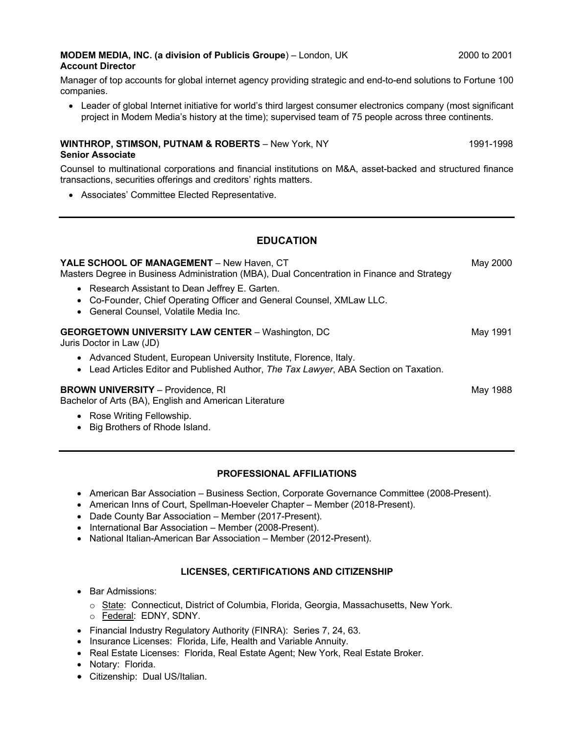**MODEM MEDIA, INC. (a division of Publicis Groupe)** – London, UK 2000 to 2001
**Account Director**

Manager of top accounts for global internet agency providing strategic and end-to-end solutions to Fortune 100 companies.

- Leader of global Internet initiative for world's third largest consumer electronics company (most significant project in Modem Media's history at the time); supervised team of 75 people across three continents.

**WINTHROP, STIMSON, PUTNAM & ROBERTS** – New York, NY 1991-1998
**Senior Associate**

Counsel to multinational corporations and financial institutions on M&A, asset-backed and structured finance transactions, securities offerings and creditors' rights matters.

- Associates' Committee Elected Representative.

---

## EDUCATION

**YALE SCHOOL OF MANAGEMENT** – New Haven, CT May 2000
Masters Degree in Business Administration (MBA), Dual Concentration in Finance and Strategy

- Research Assistant to Dean Jeffrey E. Garten.
- Co-Founder, Chief Operating Officer and General Counsel, XMLaw LLC.
- General Counsel, Volatile Media Inc.

**GEORGETOWN UNIVERSITY LAW CENTER** – Washington, DC May 1991
Juris Doctor in Law (JD)

- Advanced Student, European University Institute, Florence, Italy.
- Lead Articles Editor and Published Author, *The Tax Lawyer*, ABA Section on Taxation.

**BROWN UNIVERSITY** – Providence, RI May 1988
Bachelor of Arts (BA), English and American Literature

- Rose Writing Fellowship.
- Big Brothers of Rhode Island.

---

### PROFESSIONAL AFFILIATIONS

- American Bar Association – Business Section, Corporate Governance Committee (2008-Present).
- American Inns of Court, Spellman-Hoeveler Chapter – Member (2018-Present).
- Dade County Bar Association – Member (2017-Present).
- International Bar Association – Member (2008-Present).
- National Italian-American Bar Association – Member (2012-Present).

### LICENSES, CERTIFICATIONS AND CITIZENSHIP

- Bar Admissions:
  - State: Connecticut, District of Columbia, Florida, Georgia, Massachusetts, New York.
  - Federal: EDNY, SDNY.
- Financial Industry Regulatory Authority (FINRA): Series 7, 24, 63.
- Insurance Licenses: Florida, Life, Health and Variable Annuity.
- Real Estate Licenses: Florida, Real Estate Agent; New York, Real Estate Broker.
- Notary: Florida.
- Citizenship: Dual US/Italian.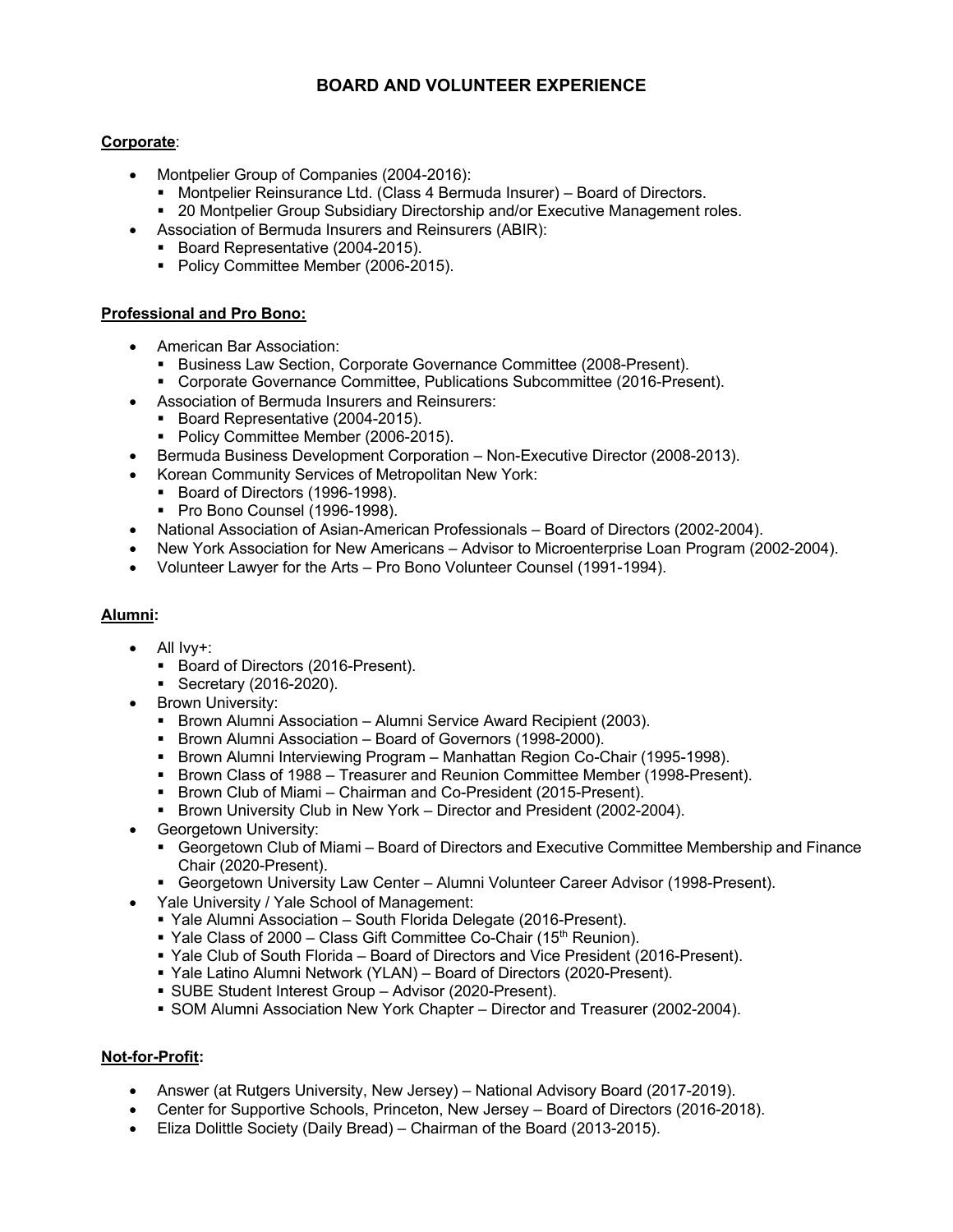# BOARD AND VOLUNTEER EXPERIENCE

**Corporate**:

- Montpelier Group of Companies (2004-2016):
  - Montpelier Reinsurance Ltd. (Class 4 Bermuda Insurer) – Board of Directors.
  - 20 Montpelier Group Subsidiary Directorship and/or Executive Management roles.
- Association of Bermuda Insurers and Reinsurers (ABIR):
  - Board Representative (2004-2015).
  - Policy Committee Member (2006-2015).

**Professional and Pro Bono:**

- American Bar Association:
  - Business Law Section, Corporate Governance Committee (2008-Present).
  - Corporate Governance Committee, Publications Subcommittee (2016-Present).
- Association of Bermuda Insurers and Reinsurers:
  - Board Representative (2004-2015).
  - Policy Committee Member (2006-2015).
- Bermuda Business Development Corporation – Non-Executive Director (2008-2013).
- Korean Community Services of Metropolitan New York:
  - Board of Directors (1996-1998).
  - Pro Bono Counsel (1996-1998).
- National Association of Asian-American Professionals – Board of Directors (2002-2004).
- New York Association for New Americans – Advisor to Microenterprise Loan Program (2002-2004).
- Volunteer Lawyer for the Arts – Pro Bono Volunteer Counsel (1991-1994).

**Alumni:**

- All Ivy+:
  - Board of Directors (2016-Present).
  - Secretary (2016-2020).
- Brown University:
  - Brown Alumni Association – Alumni Service Award Recipient (2003).
  - Brown Alumni Association – Board of Governors (1998-2000).
  - Brown Alumni Interviewing Program – Manhattan Region Co-Chair (1995-1998).
  - Brown Class of 1988 – Treasurer and Reunion Committee Member (1998-Present).
  - Brown Club of Miami – Chairman and Co-President (2015-Present).
  - Brown University Club in New York – Director and President (2002-2004).
- Georgetown University:
  - Georgetown Club of Miami – Board of Directors and Executive Committee Membership and Finance Chair (2020-Present).
  - Georgetown University Law Center – Alumni Volunteer Career Advisor (1998-Present).
- Yale University / Yale School of Management:
  - Yale Alumni Association – South Florida Delegate (2016-Present).
  - Yale Class of 2000 – Class Gift Committee Co-Chair (15th Reunion).
  - Yale Club of South Florida – Board of Directors and Vice President (2016-Present).
  - Yale Latino Alumni Network (YLAN) – Board of Directors (2020-Present).
  - SUBE Student Interest Group – Advisor (2020-Present).
  - SOM Alumni Association New York Chapter – Director and Treasurer (2002-2004).

**Not-for-Profit:**

- Answer (at Rutgers University, New Jersey) – National Advisory Board (2017-2019).
- Center for Supportive Schools, Princeton, New Jersey – Board of Directors (2016-2018).
- Eliza Dolittle Society (Daily Bread) – Chairman of the Board (2013-2015).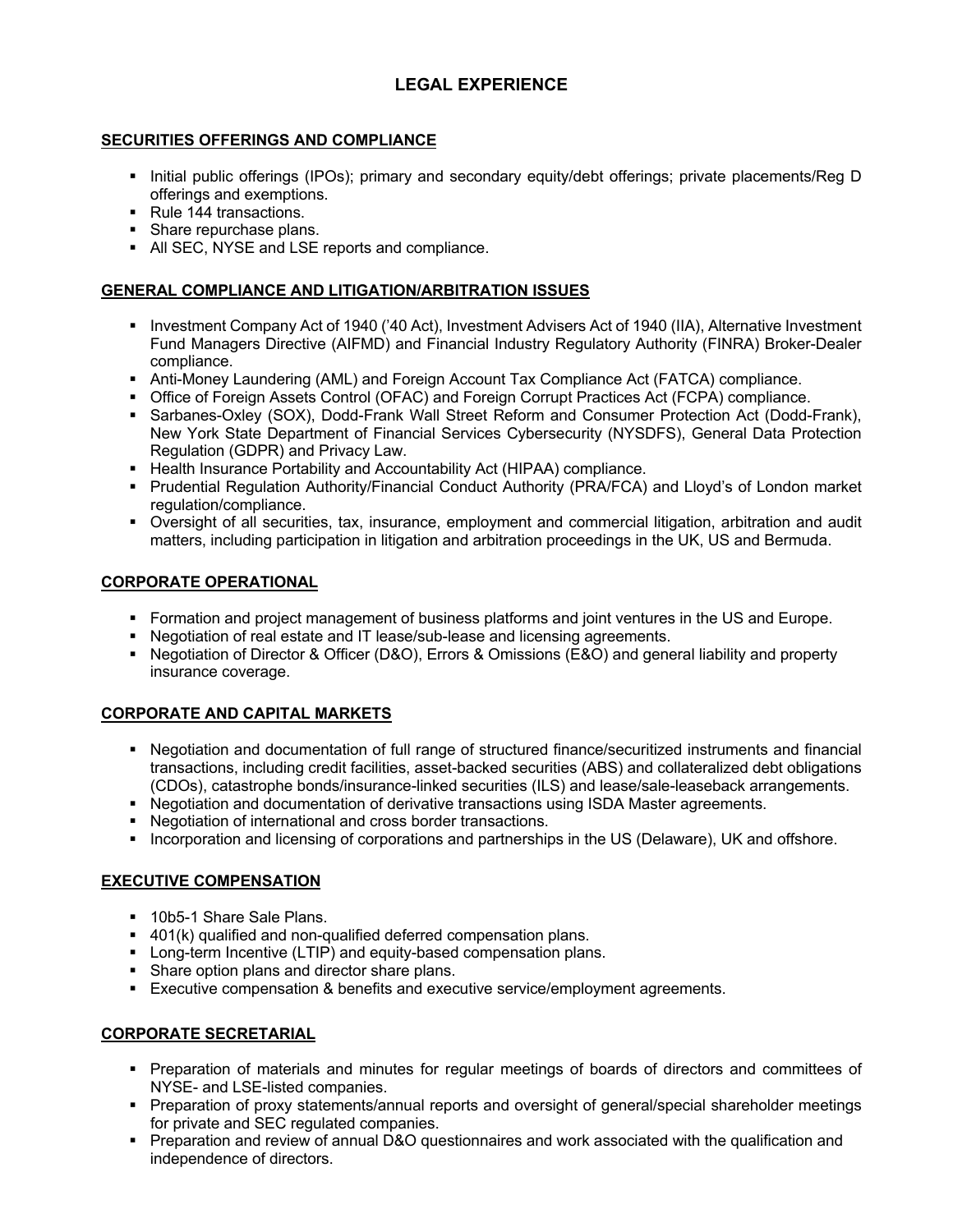# LEGAL EXPERIENCE

## SECURITIES OFFERINGS AND COMPLIANCE

- Initial public offerings (IPOs); primary and secondary equity/debt offerings; private placements/Reg D offerings and exemptions.
- Rule 144 transactions.
- Share repurchase plans.
- All SEC, NYSE and LSE reports and compliance.

## GENERAL COMPLIANCE AND LITIGATION/ARBITRATION ISSUES

- Investment Company Act of 1940 ('40 Act), Investment Advisers Act of 1940 (IIA), Alternative Investment Fund Managers Directive (AIFMD) and Financial Industry Regulatory Authority (FINRA) Broker-Dealer compliance.
- Anti-Money Laundering (AML) and Foreign Account Tax Compliance Act (FATCA) compliance.
- Office of Foreign Assets Control (OFAC) and Foreign Corrupt Practices Act (FCPA) compliance.
- Sarbanes-Oxley (SOX), Dodd-Frank Wall Street Reform and Consumer Protection Act (Dodd-Frank), New York State Department of Financial Services Cybersecurity (NYSDFS), General Data Protection Regulation (GDPR) and Privacy Law.
- Health Insurance Portability and Accountability Act (HIPAA) compliance.
- Prudential Regulation Authority/Financial Conduct Authority (PRA/FCA) and Lloyd's of London market regulation/compliance.
- Oversight of all securities, tax, insurance, employment and commercial litigation, arbitration and audit matters, including participation in litigation and arbitration proceedings in the UK, US and Bermuda.

## CORPORATE OPERATIONAL

- Formation and project management of business platforms and joint ventures in the US and Europe.
- Negotiation of real estate and IT lease/sub-lease and licensing agreements.
- Negotiation of Director & Officer (D&O), Errors & Omissions (E&O) and general liability and property insurance coverage.

## CORPORATE AND CAPITAL MARKETS

- Negotiation and documentation of full range of structured finance/securitized instruments and financial transactions, including credit facilities, asset-backed securities (ABS) and collateralized debt obligations (CDOs), catastrophe bonds/insurance-linked securities (ILS) and lease/sale-leaseback arrangements.
- Negotiation and documentation of derivative transactions using ISDA Master agreements.
- Negotiation of international and cross border transactions.
- Incorporation and licensing of corporations and partnerships in the US (Delaware), UK and offshore.

## EXECUTIVE COMPENSATION

- 10b5-1 Share Sale Plans.
- 401(k) qualified and non-qualified deferred compensation plans.
- Long-term Incentive (LTIP) and equity-based compensation plans.
- Share option plans and director share plans.
- Executive compensation & benefits and executive service/employment agreements.

## CORPORATE SECRETARIAL

- Preparation of materials and minutes for regular meetings of boards of directors and committees of NYSE- and LSE-listed companies.
- Preparation of proxy statements/annual reports and oversight of general/special shareholder meetings for private and SEC regulated companies.
- Preparation and review of annual D&O questionnaires and work associated with the qualification and independence of directors.